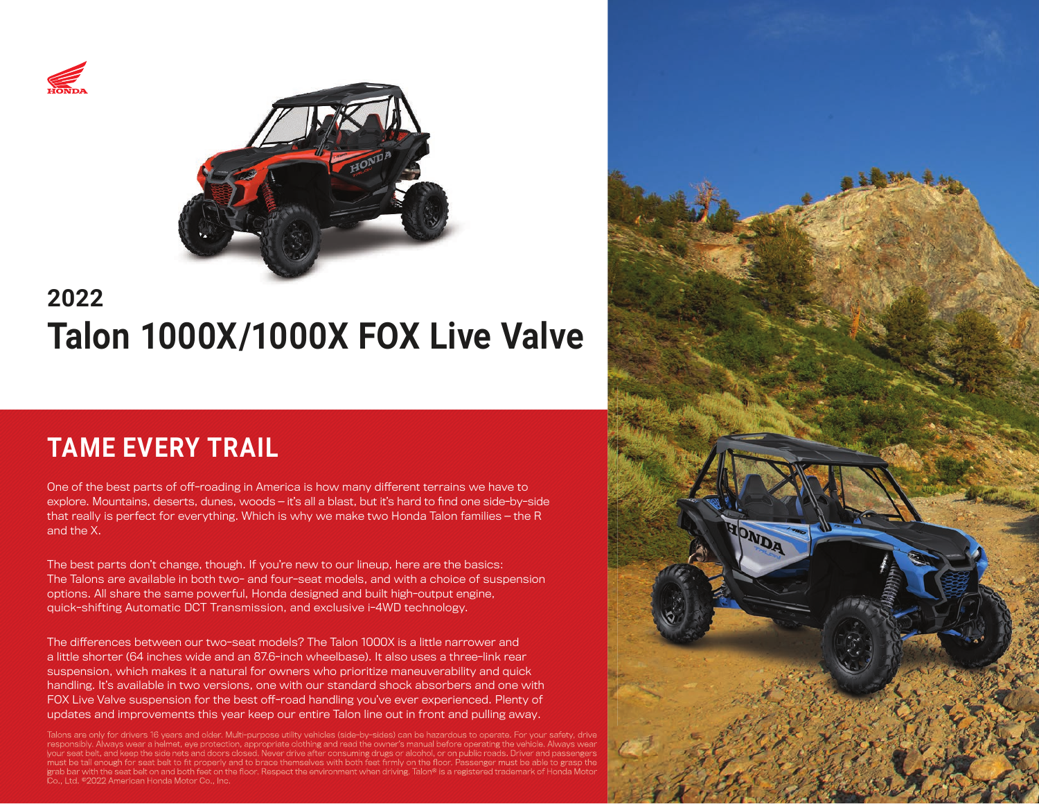2022

# Talon 1000X/1000X FOX Live Valve

## TAME EVERY TRAIL

One of the best parts of off-roading in America is how many different terrains we have to explore. Mountains, deserts, dunes, woods – it's all a blast, but it's hard to find one side-by-side that really is perfect for everything. Which is why we make two Honda Talon families – the R and the X.

The best parts don't change, though. If you're new to our lineup, here are the basics: The Talons are available in both two- and four-seat models, and with a choice of suspension options. All share the same powerful, Honda designed and built high-output engine, quick-shifting Automatic DCT Transmission, and exclusive i-4WD technology.

The differences between our two-seat models? The Talon 1000X is a little narrower and a little shorter (64 inches wide and an 87.6-inch wheelbase). It also uses a three-link rear suspension, which makes it a natural for owners who prioritize maneuverability and quick handling. It's available in two versions, one with our standard shock absorbers and one with FOX Live Valve suspension for the best off-road handling you've ever experienced. Plenty of updates and improvements this year keep our entire Talon line out in front and pulling away.

Talons are only for drivers 16 years and older. Multi-purpose utility vehicles (side-by-sides) can be hazardous to operate. For your safety, drive responsibly. Always wear a helmet, eye protection, appropriate clothing and read the owner's manual before operating the vehicle. Always wear your seat belt, and keep the side nets and doors closed. Never drive after consuming drugs or alcohol, or on public roads. Driver and passengers must be tall enough for seat belt to fit properly and to brace themselves with both feet firmly on the floor. Passenger must be able to grasp the grab bar with the seat belt on and both feet on the floor. Respect the environment when driving. Talon® is a registered trademark of Honda Motor Co., Ltd. ©2022 American Honda Motor Co., Inc.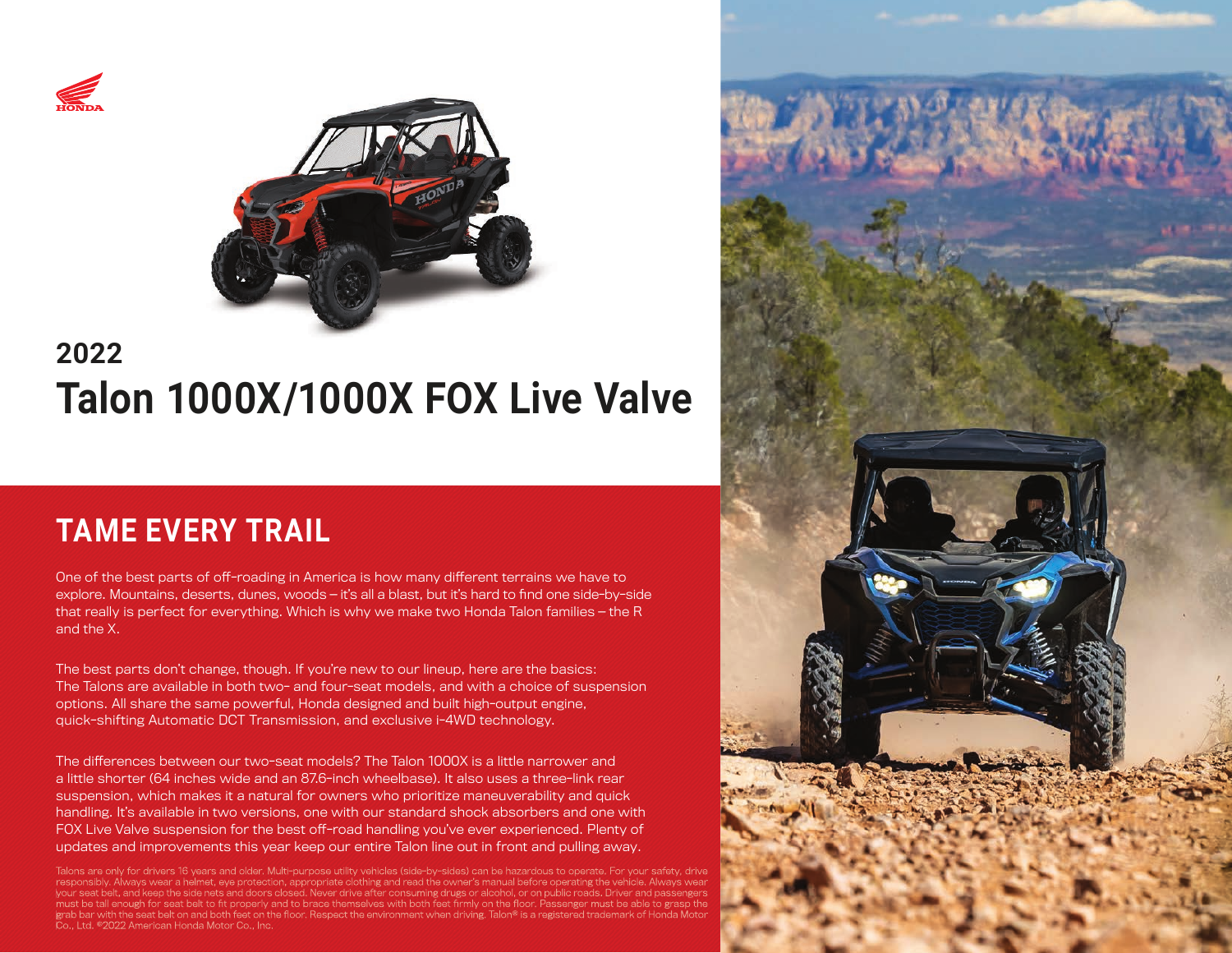## 2022

# Talon 1000X/1000X FOX Live Valve

## TAME EVERY TRAIL

One of the best parts of off-roading in America is how many different terrains we have to explore. Mountains, deserts, dunes, woods – it's all a blast, but it's hard to find one side-by-side that really is perfect for everything. Which is why we make two Honda Talon families – the R and the X.

The best parts don't change, though. If you're new to our lineup, here are the basics: The Talons are available in both two- and four-seat models, and with a choice of suspension options. All share the same powerful, Honda designed and built high-output engine, quick-shifting Automatic DCT Transmission, and exclusive i-4WD technology.

The differences between our two-seat models? The Talon 1000X is a little narrower and a little shorter (64 inches wide and an 87.6-inch wheelbase). It also uses a three-link rear suspension, which makes it a natural for owners who prioritize maneuverability and quick handling. It's available in two versions, one with our standard shock absorbers and one with FOX Live Valve suspension for the best off-road handling you've ever experienced. Plenty of updates and improvements this year keep our entire Talon line out in front and pulling away.

Talons are only for drivers 16 years and older. Multi-purpose utility vehicles (side-by-sides) can be hazardous to operate. For your safety, drive responsibly. Always wear a helmet, eye protection, appropriate clothing and read the owner's manual before operating the vehicle. Always wear your seat belt, and keep the side nets and doors closed. Never drive after consuming drugs or alcohol, or on public roads. Driver and passengers must be tall enough for seat belt to fit properly and to brace themselves with both feet firmly on the floor. Passenger must be able to grasp the grab bar with the seat belt on and both feet on the floor. Respect the environment when driving. Talon® is a registered trademark of Honda Motor Co., Ltd. ©2022 American Honda Motor Co., Inc.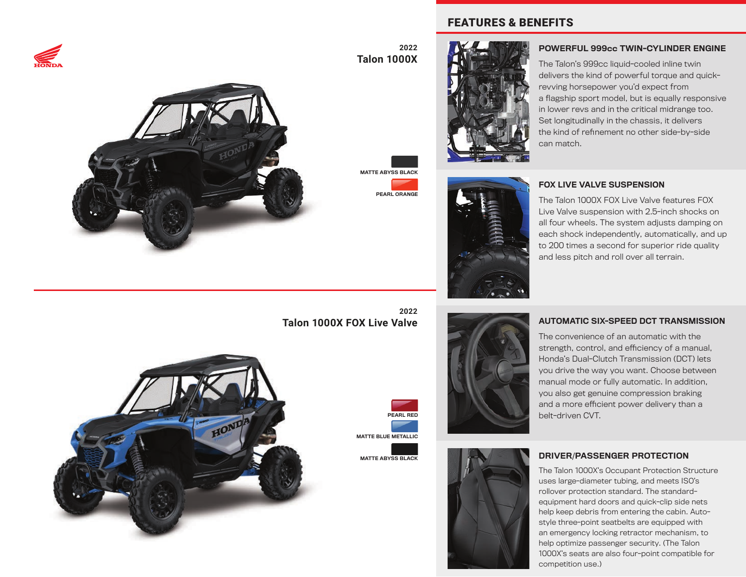## 2022
## Talon 1000X

MATTE ABYSS BLACK

PEARL ORANGE

## 2022
## Talon 1000X FOX Live Valve

PEARL RED

MATTE BLUE METALLIC

MATTE ABYSS BLACK

# FEATURES & BENEFITS

### POWERFUL 999cc TWIN-CYLINDER ENGINE

The Talon's 999cc liquid-cooled inline twin delivers the kind of powerful torque and quick-revving horsepower you'd expect from a flagship sport model, but is equally responsive in lower revs and in the critical midrange too. Set longitudinally in the chassis, it delivers the kind of refinement no other side-by-side can match.

### FOX LIVE VALVE SUSPENSION

The Talon 1000X FOX Live Valve features FOX Live Valve suspension with 2.5-inch shocks on all four wheels. The system adjusts damping on each shock independently, automatically, and up to 200 times a second for superior ride quality and less pitch and roll over all terrain.

### AUTOMATIC SIX-SPEED DCT TRANSMISSION

The convenience of an automatic with the strength, control, and efficiency of a manual, Honda's Dual-Clutch Transmission (DCT) lets you drive the way you want. Choose between manual mode or fully automatic. In addition, you also get genuine compression braking and a more efficient power delivery than a belt-driven CVT.

### DRIVER/PASSENGER PROTECTION

The Talon 1000X's Occupant Protection Structure uses large-diameter tubing, and meets ISO's rollover protection standard. The standard-equipment hard doors and quick-clip side nets help keep debris from entering the cabin. Auto-style three-point seatbelts are equipped with an emergency locking retractor mechanism, to help optimize passenger security. (The Talon 1000X's seats are also four-point compatible for competition use.)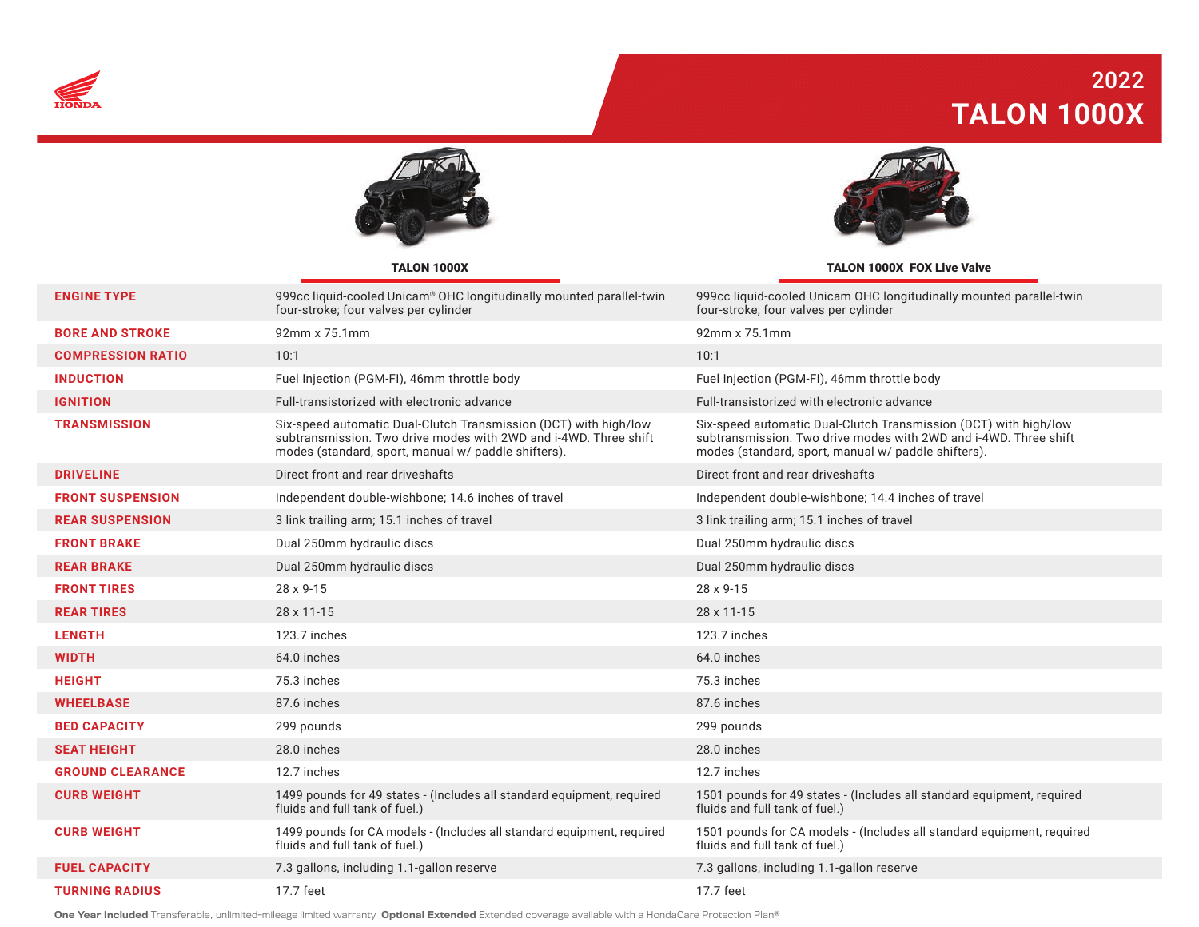# 2022 TALON 1000X

| | TALON 1000X | TALON 1000X FOX Live Valve |
|---|---|---|
| ENGINE TYPE | 999cc liquid-cooled Unicam® OHC longitudinally mounted parallel-twin four-stroke; four valves per cylinder | 999cc liquid-cooled Unicam OHC longitudinally mounted parallel-twin four-stroke; four valves per cylinder |
| BORE AND STROKE | 92mm x 75.1mm | 92mm x 75.1mm |
| COMPRESSION RATIO | 10:1 | 10:1 |
| INDUCTION | Fuel Injection (PGM-FI), 46mm throttle body | Fuel Injection (PGM-FI), 46mm throttle body |
| IGNITION | Full-transistorized with electronic advance | Full-transistorized with electronic advance |
| TRANSMISSION | Six-speed automatic Dual-Clutch Transmission (DCT) with high/low subtransmission. Two drive modes with 2WD and i-4WD. Three shift modes (standard, sport, manual w/ paddle shifters). | Six-speed automatic Dual-Clutch Transmission (DCT) with high/low subtransmission. Two drive modes with 2WD and i-4WD. Three shift modes (standard, sport, manual w/ paddle shifters). |
| DRIVELINE | Direct front and rear driveshafts | Direct front and rear driveshafts |
| FRONT SUSPENSION | Independent double-wishbone; 14.6 inches of travel | Independent double-wishbone; 14.4 inches of travel |
| REAR SUSPENSION | 3 link trailing arm; 15.1 inches of travel | 3 link trailing arm; 15.1 inches of travel |
| FRONT BRAKE | Dual 250mm hydraulic discs | Dual 250mm hydraulic discs |
| REAR BRAKE | Dual 250mm hydraulic discs | Dual 250mm hydraulic discs |
| FRONT TIRES | 28 x 9-15 | 28 x 9-15 |
| REAR TIRES | 28 x 11-15 | 28 x 11-15 |
| LENGTH | 123.7 inches | 123.7 inches |
| WIDTH | 64.0 inches | 64.0 inches |
| HEIGHT | 75.3 inches | 75.3 inches |
| WHEELBASE | 87.6 inches | 87.6 inches |
| BED CAPACITY | 299 pounds | 299 pounds |
| SEAT HEIGHT | 28.0 inches | 28.0 inches |
| GROUND CLEARANCE | 12.7 inches | 12.7 inches |
| CURB WEIGHT | 1499 pounds for 49 states - (Includes all standard equipment, required fluids and full tank of fuel.) | 1501 pounds for 49 states - (Includes all standard equipment, required fluids and full tank of fuel.) |
| CURB WEIGHT | 1499 pounds for CA models - (Includes all standard equipment, required fluids and full tank of fuel.) | 1501 pounds for CA models - (Includes all standard equipment, required fluids and full tank of fuel.) |
| FUEL CAPACITY | 7.3 gallons, including 1.1-gallon reserve | 7.3 gallons, including 1.1-gallon reserve |
| TURNING RADIUS | 17.7 feet | 17.7 feet |

**One Year Included** Transferable, unlimited-mileage limited warranty **Optional Extended** Extended coverage available with a HondaCare Protection Plan®